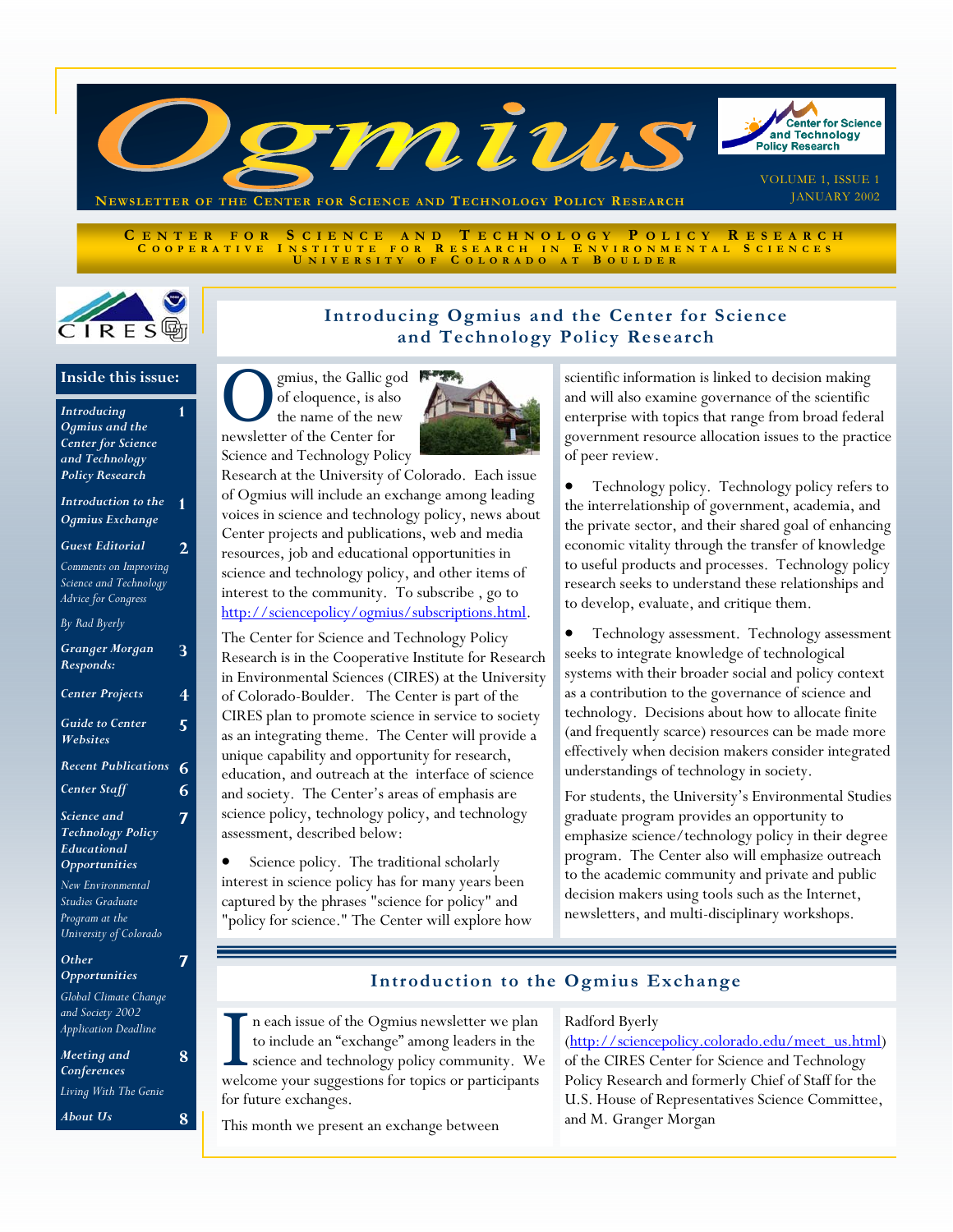# Ogmius

NEWSLETTER OF THE CENTER FOR SCIENCE AND TECHNOLOGY POLICY RESEARCH

VOLUME 1, ISSUE 1
JANUARY 2002

CENTER FOR SCIENCE AND TECHNOLOGY POLICY RESEARCH
COOPERATIVE INSTITUTE FOR RESEARCH IN ENVIRONMENTAL SCIENCES
UNIVERSITY OF COLORADO AT BOULDER

## Inside this issue:

- *Introducing Ogmius and the Center for Science and Technology Policy Research* — 1
- *Introduction to the Ogmius Exchange* — 1
- *Guest Editorial* — 2
  - *Comments on Improving Science and Technology Advice for Congress*
  - *By Rad Byerly*
- *Granger Morgan Responds:* — 3
- *Center Projects* — 4
- *Guide to Center Websites* — 5
- *Recent Publications* — 6
- *Center Staff* — 6
- *Science and Technology Policy Educational Opportunities* — 7
  - *New Environmental Studies Graduate Program at the University of Colorado*
- *Other Opportunities* — 7
  - *Global Climate Change and Society 2002 Application Deadline*
- *Meeting and Conferences* — 8
  - *Living With The Genie*
- *About Us* — 8

## Introducing Ogmius and the Center for Science and Technology Policy Research

Ogmius, the Gallic god of eloquence, is also the name of the new newsletter of the Center for Science and Technology Policy Research at the University of Colorado. Each issue of Ogmius will include an exchange among leading voices in science and technology policy, news about Center projects and publications, web and media resources, job and educational opportunities in science and technology policy, and other items of interest to the community. To subscribe , go to http://sciencepolicy/ogmius/subscriptions.html.

The Center for Science and Technology Policy Research is in the Cooperative Institute for Research in Environmental Sciences (CIRES) at the University of Colorado-Boulder. The Center is part of the CIRES plan to promote science in service to society as an integrating theme. The Center will provide a unique capability and opportunity for research, education, and outreach at the interface of science and society. The Center's areas of emphasis are science policy, technology policy, and technology assessment, described below:

- Science policy. The traditional scholarly interest in science policy has for many years been captured by the phrases "science for policy" and "policy for science." The Center will explore how scientific information is linked to decision making and will also examine governance of the scientific enterprise with topics that range from broad federal government resource allocation issues to the practice of peer review.
- Technology policy. Technology policy refers to the interrelationship of government, academia, and the private sector, and their shared goal of enhancing economic vitality through the transfer of knowledge to useful products and processes. Technology policy research seeks to understand these relationships and to develop, evaluate, and critique them.
- Technology assessment. Technology assessment seeks to integrate knowledge of technological systems with their broader social and policy context as a contribution to the governance of science and technology. Decisions about how to allocate finite (and frequently scarce) resources can be made more effectively when decision makers consider integrated understandings of technology in society.

For students, the University's Environmental Studies graduate program provides an opportunity to emphasize science/technology policy in their degree program. The Center also will emphasize outreach to the academic community and private and public decision makers using tools such as the Internet, newsletters, and multi-disciplinary workshops.

## Introduction to the Ogmius Exchange

In each issue of the Ogmius newsletter we plan to include an "exchange" among leaders in the science and technology policy community. We welcome your suggestions for topics or participants for future exchanges.

This month we present an exchange between Radford Byerly (http://sciencepolicy.colorado.edu/meet_us.html) of the CIRES Center for Science and Technology Policy Research and formerly Chief of Staff for the U.S. House of Representatives Science Committee, and M. Granger Morgan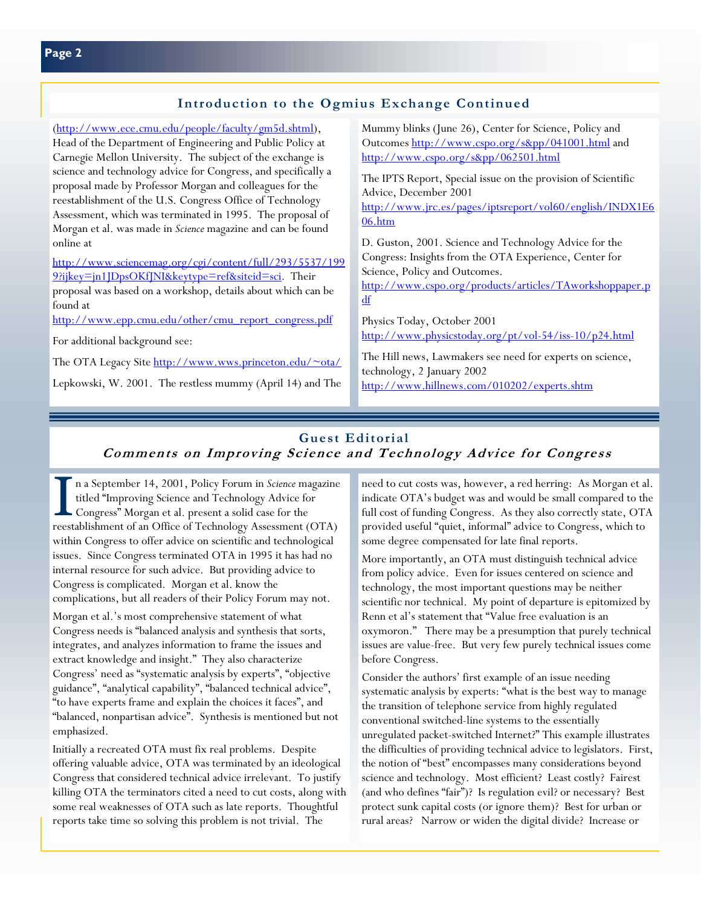## Introduction to the Ogmius Exchange Continued

(http://www.ece.cmu.edu/people/faculty/gm5d.shtml), Head of the Department of Engineering and Public Policy at Carnegie Mellon University. The subject of the exchange is science and technology advice for Congress, and specifically a proposal made by Professor Morgan and colleagues for the reestablishment of the U.S. Congress Office of Technology Assessment, which was terminated in 1995. The proposal of Morgan et al. was made in *Science* magazine and can be found online at

http://www.sciencemag.org/cgi/content/full/293/5537/1999?ijkey=jn1JDpsOKfJNI&keytype=ref&siteid=sci. Their proposal was based on a workshop, details about which can be found at

http://www.epp.cmu.edu/other/cmu_report_congress.pdf

For additional background see:

The OTA Legacy Site http://www.wws.princeton.edu/~ota/

Lepkowski, W. 2001. The restless mummy (April 14) and The Mummy blinks (June 26), Center for Science, Policy and Outcomes http://www.cspo.org/s&pp/041001.html and http://www.cspo.org/s&pp/062501.html

The IPTS Report, Special issue on the provision of Scientific Advice, December 2001 http://www.jrc.es/pages/iptsreport/vol60/english/INDX1E606.htm

D. Guston, 2001. Science and Technology Advice for the Congress: Insights from the OTA Experience, Center for Science, Policy and Outcomes. http://www.cspo.org/products/articles/TAworkshoppaper.pdf

Physics Today, October 2001 http://www.physicstoday.org/pt/vol-54/iss-10/p24.html

The Hill news, Lawmakers see need for experts on science, technology, 2 January 2002 http://www.hillnews.com/010202/experts.shtm

## Guest Editorial

### *Comments on Improving Science and Technology Advice for Congress*

In a September 14, 2001, Policy Forum in *Science* magazine titled "Improving Science and Technology Advice for Congress" Morgan et al. present a solid case for the reestablishment of an Office of Technology Assessment (OTA) within Congress to offer advice on scientific and technological issues. Since Congress terminated OTA in 1995 it has had no internal resource for such advice. But providing advice to Congress is complicated. Morgan et al. know the complications, but all readers of their Policy Forum may not.

Morgan et al.'s most comprehensive statement of what Congress needs is "balanced analysis and synthesis that sorts, integrates, and analyzes information to frame the issues and extract knowledge and insight." They also characterize Congress' need as "systematic analysis by experts", "objective guidance", "analytical capability", "balanced technical advice", "to have experts frame and explain the choices it faces", and "balanced, nonpartisan advice". Synthesis is mentioned but not emphasized.

Initially a recreated OTA must fix real problems. Despite offering valuable advice, OTA was terminated by an ideological Congress that considered technical advice irrelevant. To justify killing OTA the terminators cited a need to cut costs, along with some real weaknesses of OTA such as late reports. Thoughtful reports take time so solving this problem is not trivial. The need to cut costs was, however, a red herring: As Morgan et al. indicate OTA's budget was and would be small compared to the full cost of funding Congress. As they also correctly state, OTA provided useful "quiet, informal" advice to Congress, which to some degree compensated for late final reports.

More importantly, an OTA must distinguish technical advice from policy advice. Even for issues centered on science and technology, the most important questions may be neither scientific nor technical. My point of departure is epitomized by Renn et al's statement that "Value free evaluation is an oxymoron." There may be a presumption that purely technical issues are value-free. But very few purely technical issues come before Congress.

Consider the authors' first example of an issue needing systematic analysis by experts: "what is the best way to manage the transition of telephone service from highly regulated conventional switched-line systems to the essentially unregulated packet-switched Internet?" This example illustrates the difficulties of providing technical advice to legislators. First, the notion of "best" encompasses many considerations beyond science and technology. Most efficient? Least costly? Fairest (and who defines "fair")? Is regulation evil? or necessary? Best protect sunk capital costs (or ignore them)? Best for urban or rural areas? Narrow or widen the digital divide? Increase or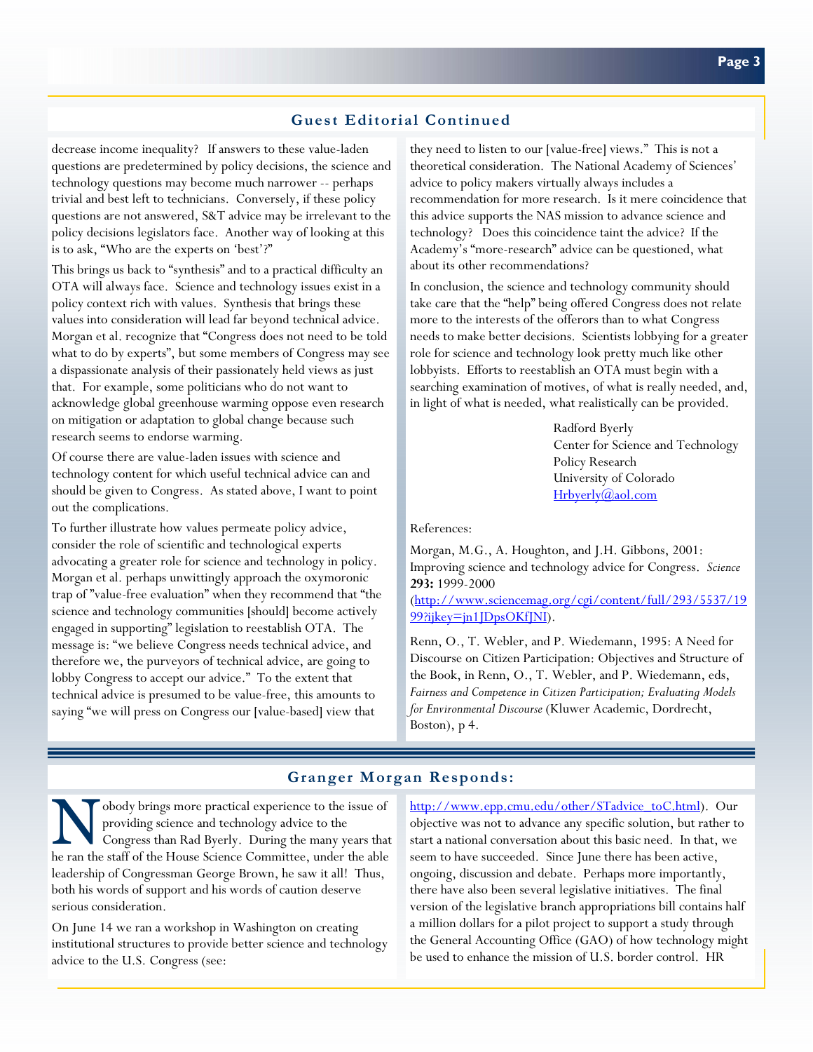## Guest Editorial Continued

decrease income inequality? If answers to these value-laden questions are predetermined by policy decisions, the science and technology questions may become much narrower -- perhaps trivial and best left to technicians. Conversely, if these policy questions are not answered, S&T advice may be irrelevant to the policy decisions legislators face. Another way of looking at this is to ask, "Who are the experts on 'best'?"

This brings us back to "synthesis" and to a practical difficulty an OTA will always face. Science and technology issues exist in a policy context rich with values. Synthesis that brings these values into consideration will lead far beyond technical advice. Morgan et al. recognize that "Congress does not need to be told what to do by experts", but some members of Congress may see a dispassionate analysis of their passionately held views as just that. For example, some politicians who do not want to acknowledge global greenhouse warming oppose even research on mitigation or adaptation to global change because such research seems to endorse warming.

Of course there are value-laden issues with science and technology content for which useful technical advice can and should be given to Congress. As stated above, I want to point out the complications.

To further illustrate how values permeate policy advice, consider the role of scientific and technological experts advocating a greater role for science and technology in policy. Morgan et al. perhaps unwittingly approach the oxymoronic trap of "value-free evaluation" when they recommend that "the science and technology communities [should] become actively engaged in supporting" legislation to reestablish OTA. The message is: "we believe Congress needs technical advice, and therefore we, the purveyors of technical advice, are going to lobby Congress to accept our advice." To the extent that technical advice is presumed to be value-free, this amounts to saying "we will press on Congress our [value-based] view that they need to listen to our [value-free] views." This is not a theoretical consideration. The National Academy of Sciences' advice to policy makers virtually always includes a recommendation for more research. Is it mere coincidence that this advice supports the NAS mission to advance science and technology? Does this coincidence taint the advice? If the Academy's "more-research" advice can be questioned, what about its other recommendations?

In conclusion, the science and technology community should take care that the "help" being offered Congress does not relate more to the interests of the offerors than to what Congress needs to make better decisions. Scientists lobbying for a greater role for science and technology look pretty much like other lobbyists. Efforts to reestablish an OTA must begin with a searching examination of motives, of what is really needed, and, in light of what is needed, what realistically can be provided.

Radford Byerly
Center for Science and Technology Policy Research
University of Colorado
Hrbyerly@aol.com

References:

Morgan, M.G., A. Houghton, and J.H. Gibbons, 2001: Improving science and technology advice for Congress. *Science* **293:** 1999-2000 (http://www.sciencemag.org/cgi/content/full/293/5537/1999?ijkey=jn1JDpsOKfJNI).

Renn, O., T. Webler, and P. Wiedemann, 1995: A Need for Discourse on Citizen Participation: Objectives and Structure of the Book, in Renn, O., T. Webler, and P. Wiedemann, eds, *Fairness and Competence in Citizen Participation; Evaluating Models for Environmental Discourse* (Kluwer Academic, Dordrecht, Boston), p 4.

## Granger Morgan Responds:

Nobody brings more practical experience to the issue of providing science and technology advice to the Congress than Rad Byerly. During the many years that he ran the staff of the House Science Committee, under the able leadership of Congressman George Brown, he saw it all! Thus, both his words of support and his words of caution deserve serious consideration.

On June 14 we ran a workshop in Washington on creating institutional structures to provide better science and technology advice to the U.S. Congress (see: http://www.epp.cmu.edu/other/STadvice_toC.html). Our objective was not to advance any specific solution, but rather to start a national conversation about this basic need. In that, we seem to have succeeded. Since June there have been active, ongoing, discussion and debate. Perhaps more importantly, there have also been several legislative initiatives. The final version of the legislative branch appropriations bill contains half a million dollars for a pilot project to support a study through the General Accounting Office (GAO) of how technology might be used to enhance the mission of U.S. border control. HR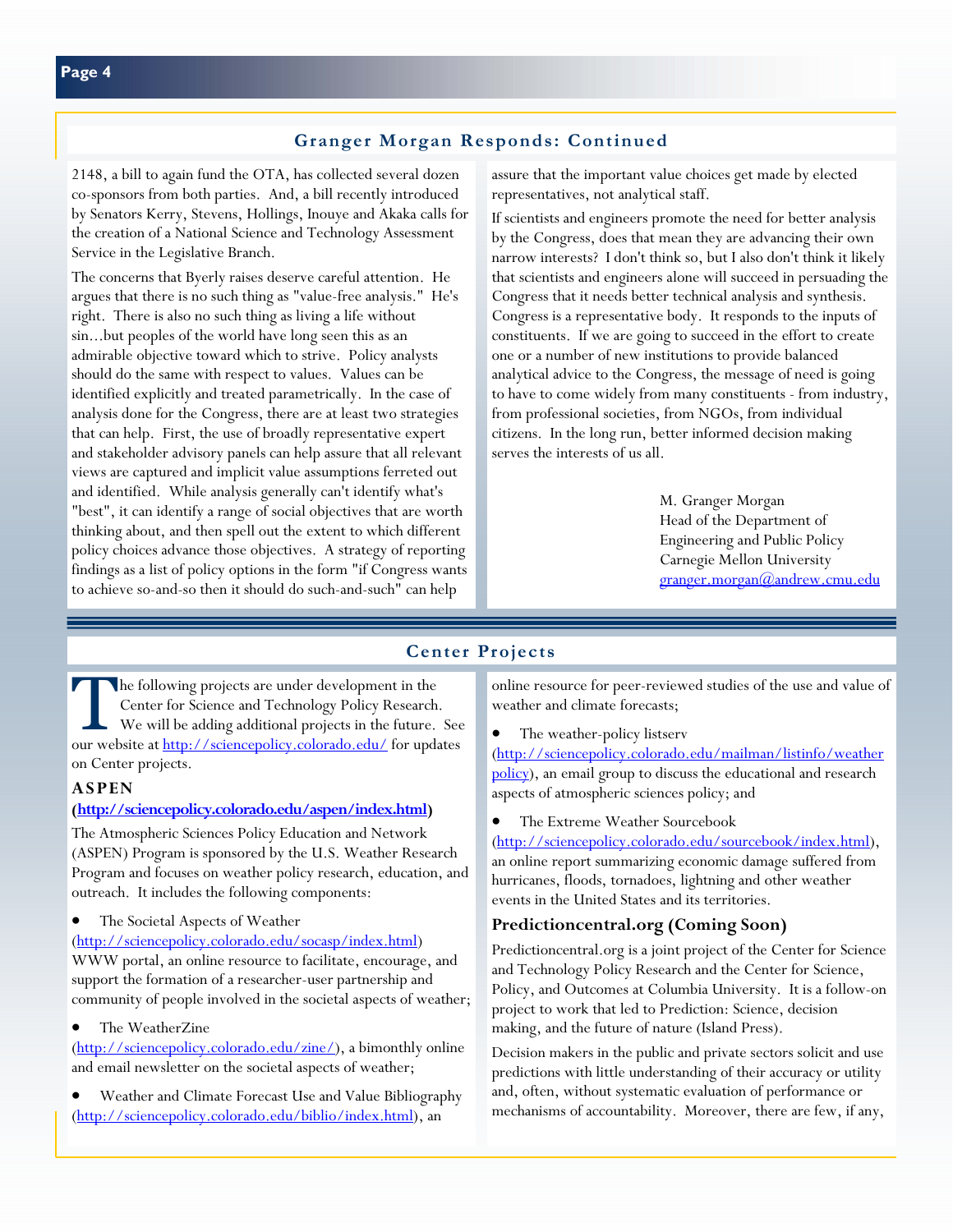## Granger Morgan Responds: Continued

2148, a bill to again fund the OTA, has collected several dozen co-sponsors from both parties. And, a bill recently introduced by Senators Kerry, Stevens, Hollings, Inouye and Akaka calls for the creation of a National Science and Technology Assessment Service in the Legislative Branch.

The concerns that Byerly raises deserve careful attention. He argues that there is no such thing as "value-free analysis." He's right. There is also no such thing as living a life without sin...but peoples of the world have long seen this as an admirable objective toward which to strive. Policy analysts should do the same with respect to values. Values can be identified explicitly and treated parametrically. In the case of analysis done for the Congress, there are at least two strategies that can help. First, the use of broadly representative expert and stakeholder advisory panels can help assure that all relevant views are captured and implicit value assumptions ferreted out and identified. While analysis generally can't identify what's "best", it can identify a range of social objectives that are worth thinking about, and then spell out the extent to which different policy choices advance those objectives. A strategy of reporting findings as a list of policy options in the form "if Congress wants to achieve so-and-so then it should do such-and-such" can help assure that the important value choices get made by elected representatives, not analytical staff.

If scientists and engineers promote the need for better analysis by the Congress, does that mean they are advancing their own narrow interests? I don't think so, but I also don't think it likely that scientists and engineers alone will succeed in persuading the Congress that it needs better technical analysis and synthesis. Congress is a representative body. It responds to the inputs of constituents. If we are going to succeed in the effort to create one or a number of new institutions to provide balanced analytical advice to the Congress, the message of need is going to have to come widely from many constituents - from industry, from professional societies, from NGOs, from individual citizens. In the long run, better informed decision making serves the interests of us all.

M. Granger Morgan
Head of the Department of
Engineering and Public Policy
Carnegie Mellon University
granger.morgan@andrew.cmu.edu

## Center Projects

The following projects are under development in the Center for Science and Technology Policy Research. We will be adding additional projects in the future. See our website at http://sciencepolicy.colorado.edu/ for updates on Center projects.

### ASPEN (http://sciencepolicy.colorado.edu/aspen/index.html)

The Atmospheric Sciences Policy Education and Network (ASPEN) Program is sponsored by the U.S. Weather Research Program and focuses on weather policy research, education, and outreach. It includes the following components:

- The Societal Aspects of Weather (http://sciencepolicy.colorado.edu/socasp/index.html) WWW portal, an online resource to facilitate, encourage, and support the formation of a researcher-user partnership and community of people involved in the societal aspects of weather;
- The WeatherZine (http://sciencepolicy.colorado.edu/zine/), a bimonthly online and email newsletter on the societal aspects of weather;
- Weather and Climate Forecast Use and Value Bibliography (http://sciencepolicy.colorado.edu/biblio/index.html), an online resource for peer-reviewed studies of the use and value of weather and climate forecasts;
- The weather-policy listserv (http://sciencepolicy.colorado.edu/mailman/listinfo/weatherpolicy), an email group to discuss the educational and research aspects of atmospheric sciences policy; and
- The Extreme Weather Sourcebook (http://sciencepolicy.colorado.edu/sourcebook/index.html), an online report summarizing economic damage suffered from hurricanes, floods, tornadoes, lightning and other weather events in the United States and its territories.

### Predictioncentral.org (Coming Soon)

Predictioncentral.org is a joint project of the Center for Science and Technology Policy Research and the Center for Science, Policy, and Outcomes at Columbia University. It is a follow-on project to work that led to Prediction: Science, decision making, and the future of nature (Island Press).

Decision makers in the public and private sectors solicit and use predictions with little understanding of their accuracy or utility and, often, without systematic evaluation of performance or mechanisms of accountability. Moreover, there are few, if any,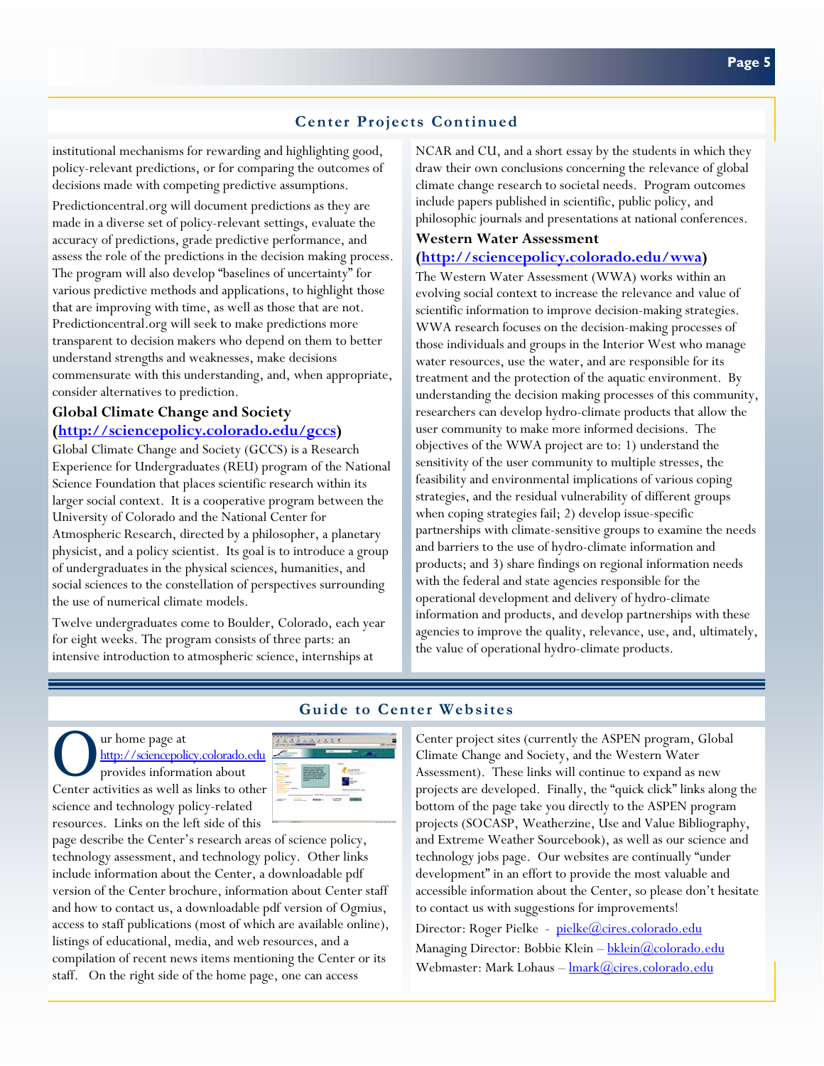## Center Projects Continued

institutional mechanisms for rewarding and highlighting good, policy-relevant predictions, or for comparing the outcomes of decisions made with competing predictive assumptions.

Predictioncentral.org will document predictions as they are made in a diverse set of policy-relevant settings, evaluate the accuracy of predictions, grade predictive performance, and assess the role of the predictions in the decision making process. The program will also develop "baselines of uncertainty" for various predictive methods and applications, to highlight those that are improving with time, as well as those that are not. Predictioncentral.org will seek to make predictions more transparent to decision makers who depend on them to better understand strengths and weaknesses, make decisions commensurate with this understanding, and, when appropriate, consider alternatives to prediction.

### Global Climate Change and Society (http://sciencepolicy.colorado.edu/gccs)

Global Climate Change and Society (GCCS) is a Research Experience for Undergraduates (REU) program of the National Science Foundation that places scientific research within its larger social context. It is a cooperative program between the University of Colorado and the National Center for Atmospheric Research, directed by a philosopher, a planetary physicist, and a policy scientist. Its goal is to introduce a group of undergraduates in the physical sciences, humanities, and social sciences to the constellation of perspectives surrounding the use of numerical climate models.

Twelve undergraduates come to Boulder, Colorado, each year for eight weeks. The program consists of three parts: an intensive introduction to atmospheric science, internships at NCAR and CU, and a short essay by the students in which they draw their own conclusions concerning the relevance of global climate change research to societal needs. Program outcomes include papers published in scientific, public policy, and philosophic journals and presentations at national conferences.

### Western Water Assessment (http://sciencepolicy.colorado.edu/wwa)

The Western Water Assessment (WWA) works within an evolving social context to increase the relevance and value of scientific information to improve decision-making strategies. WWA research focuses on the decision-making processes of those individuals and groups in the Interior West who manage water resources, use the water, and are responsible for its treatment and the protection of the aquatic environment. By understanding the decision making processes of this community, researchers can develop hydro-climate products that allow the user community to make more informed decisions. The objectives of the WWA project are to: 1) understand the sensitivity of the user community to multiple stresses, the feasibility and environmental implications of various coping strategies, and the residual vulnerability of different groups when coping strategies fail; 2) develop issue-specific partnerships with climate-sensitive groups to examine the needs and barriers to the use of hydro-climate information and products; and 3) share findings on regional information needs with the federal and state agencies responsible for the operational development and delivery of hydro-climate information and products, and develop partnerships with these agencies to improve the quality, relevance, use, and, ultimately, the value of operational hydro-climate products.

## Guide to Center Websites

Our home page at http://sciencepolicy.colorado.edu provides information about Center activities as well as links to other science and technology policy-related resources. Links on the left side of this page describe the Center's research areas of science policy, technology assessment, and technology policy. Other links include information about the Center, a downloadable pdf version of the Center brochure, information about Center staff and how to contact us, a downloadable pdf version of Ogmius, access to staff publications (most of which are available online), listings of educational, media, and web resources, and a compilation of recent news items mentioning the Center or its staff. On the right side of the home page, one can access Center project sites (currently the ASPEN program, Global Climate Change and Society, and the Western Water Assessment). These links will continue to expand as new projects are developed. Finally, the "quick click" links along the bottom of the page take you directly to the ASPEN program projects (SOCASP, Weatherzine, Use and Value Bibliography, and Extreme Weather Sourcebook), as well as our science and technology jobs page. Our websites are continually "under development" in an effort to provide the most valuable and accessible information about the Center, so please don't hesitate to contact us with suggestions for improvements!

Director: Roger Pielke - pielke@cires.colorado.edu

Managing Director: Bobbie Klein – bklein@colorado.edu

Webmaster: Mark Lohaus – lmark@cires.colorado.edu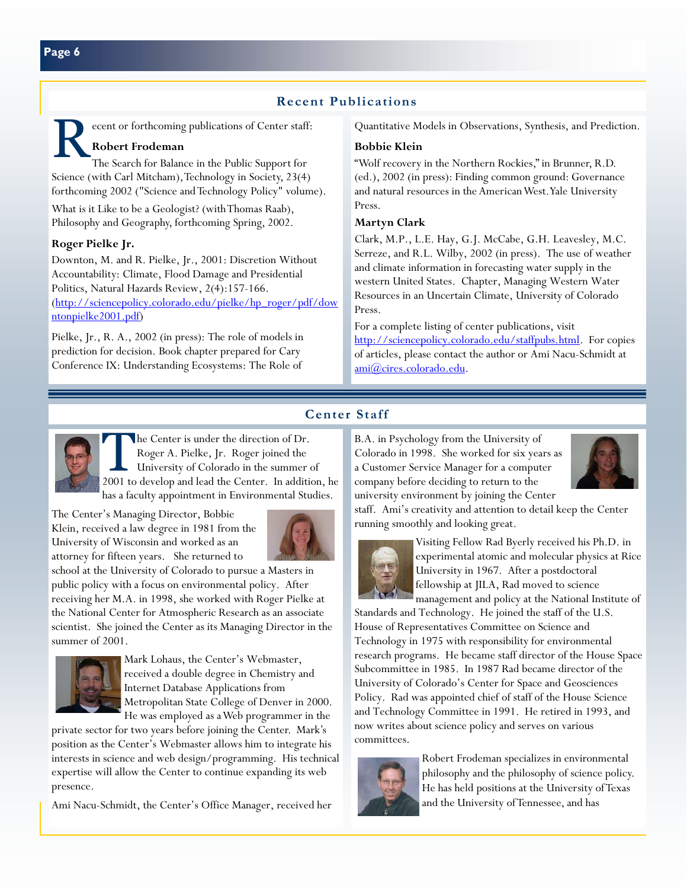## Recent Publications

Recent or forthcoming publications of Center staff:

### Robert Frodeman

The Search for Balance in the Public Support for Science (with Carl Mitcham), Technology in Society, 23(4) forthcoming 2002 ("Science and Technology Policy" volume).

What is it Like to be a Geologist? (with Thomas Raab), Philosophy and Geography, forthcoming Spring, 2002.

### Roger Pielke Jr.

Downton, M. and R. Pielke, Jr., 2001: Discretion Without Accountability: Climate, Flood Damage and Presidential Politics, Natural Hazards Review, 2(4):157-166. (http://sciencepolicy.colorado.edu/pielke/hp_roger/pdf/downtonpielke2001.pdf)

Pielke, Jr., R. A., 2002 (in press): The role of models in prediction for decision. Book chapter prepared for Cary Conference IX: Understanding Ecosystems: The Role of Quantitative Models in Observations, Synthesis, and Prediction.

### Bobbie Klein

"Wolf recovery in the Northern Rockies," in Brunner, R.D. (ed.), 2002 (in press): Finding common ground: Governance and natural resources in the American West. Yale University Press.

### Martyn Clark

Clark, M.P., L.E. Hay, G.J. McCabe, G.H. Leavesley, M.C. Serreze, and R.L. Wilby, 2002 (in press). The use of weather and climate information in forecasting water supply in the western United States. Chapter, Managing Western Water Resources in an Uncertain Climate, University of Colorado Press.

For a complete listing of center publications, visit http://sciencepolicy.colorado.edu/staffpubs.html. For copies of articles, please contact the author or Ami Nacu-Schmidt at ami@cires.colorado.edu.

## Center Staff

The Center is under the direction of Dr. Roger A. Pielke, Jr. Roger joined the University of Colorado in the summer of 2001 to develop and lead the Center. In addition, he has a faculty appointment in Environmental Studies.

The Center's Managing Director, Bobbie Klein, received a law degree in 1981 from the University of Wisconsin and worked as an attorney for fifteen years. She returned to school at the University of Colorado to pursue a Masters in public policy with a focus on environmental policy. After receiving her M.A. in 1998, she worked with Roger Pielke at the National Center for Atmospheric Research as an associate scientist. She joined the Center as its Managing Director in the summer of 2001.

Mark Lohaus, the Center's Webmaster, received a double degree in Chemistry and Internet Database Applications from Metropolitan State College of Denver in 2000. He was employed as a Web programmer in the private sector for two years before joining the Center. Mark's position as the Center's Webmaster allows him to integrate his interests in science and web design/programming. His technical expertise will allow the Center to continue expanding its web presence.

Ami Nacu-Schmidt, the Center's Office Manager, received her B.A. in Psychology from the University of Colorado in 1998. She worked for six years as a Customer Service Manager for a computer company before deciding to return to the university environment by joining the Center staff. Ami's creativity and attention to detail keep the Center running smoothly and looking great.

Visiting Fellow Rad Byerly received his Ph.D. in experimental atomic and molecular physics at Rice University in 1967. After a postdoctoral fellowship at JILA, Rad moved to science management and policy at the National Institute of Standards and Technology. He joined the staff of the U.S. House of Representatives Committee on Science and Technology in 1975 with responsibility for environmental research programs. He became staff director of the House Space Subcommittee in 1985. In 1987 Rad became director of the University of Colorado's Center for Space and Geosciences Policy. Rad was appointed chief of staff of the House Science and Technology Committee in 1991. He retired in 1993, and now writes about science policy and serves on various committees.

Robert Frodeman specializes in environmental philosophy and the philosophy of science policy. He has held positions at the University of Texas and the University of Tennessee, and has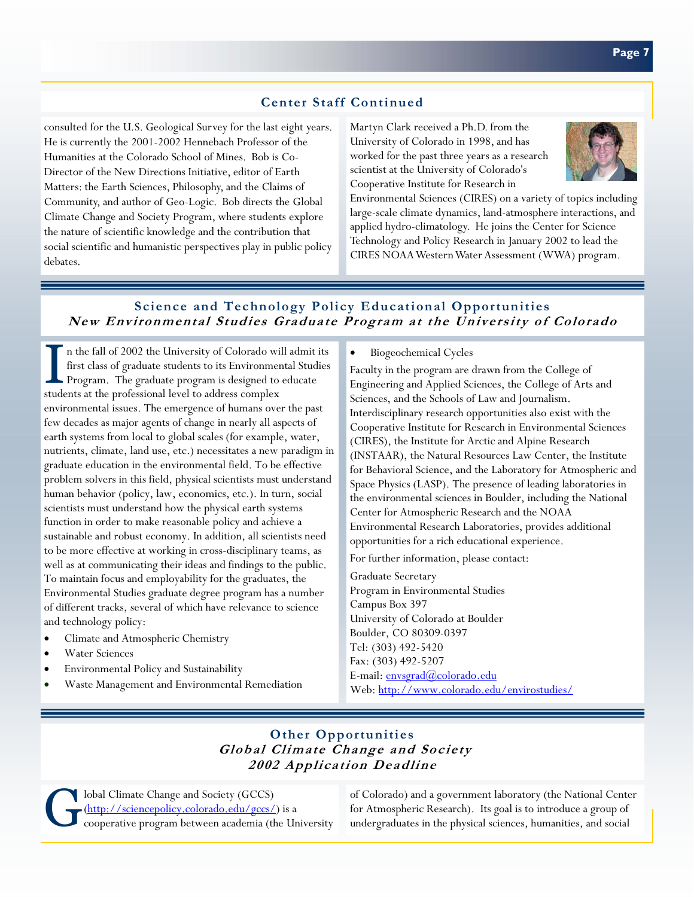## Center Staff Continued

consulted for the U.S. Geological Survey for the last eight years. He is currently the 2001-2002 Hennebach Professor of the Humanities at the Colorado School of Mines. Bob is Co-Director of the New Directions Initiative, editor of Earth Matters: the Earth Sciences, Philosophy, and the Claims of Community, and author of Geo-Logic. Bob directs the Global Climate Change and Society Program, where students explore the nature of scientific knowledge and the contribution that social scientific and humanistic perspectives play in public policy debates.

Martyn Clark received a Ph.D. from the University of Colorado in 1998, and has worked for the past three years as a research scientist at the University of Colorado's Cooperative Institute for Research in Environmental Sciences (CIRES) on a variety of topics including large-scale climate dynamics, land-atmosphere interactions, and applied hydro-climatology. He joins the Center for Science Technology and Policy Research in January 2002 to lead the CIRES NOAA Western Water Assessment (WWA) program.

## Science and Technology Policy Educational Opportunities

### *New Environmental Studies Graduate Program at the University of Colorado*

In the fall of 2002 the University of Colorado will admit its first class of graduate students to its Environmental Studies Program. The graduate program is designed to educate students at the professional level to address complex environmental issues. The emergence of humans over the past few decades as major agents of change in nearly all aspects of earth systems from local to global scales (for example, water, nutrients, climate, land use, etc.) necessitates a new paradigm in graduate education in the environmental field. To be effective problem solvers in this field, physical scientists must understand human behavior (policy, law, economics, etc.). In turn, social scientists must understand how the physical earth systems function in order to make reasonable policy and achieve a sustainable and robust economy. In addition, all scientists need to be more effective at working in cross-disciplinary teams, as well as at communicating their ideas and findings to the public. To maintain focus and employability for the graduates, the Environmental Studies graduate degree program has a number of different tracks, several of which have relevance to science and technology policy:

- Climate and Atmospheric Chemistry
- Water Sciences
- Environmental Policy and Sustainability
- Waste Management and Environmental Remediation
- Biogeochemical Cycles

Faculty in the program are drawn from the College of Engineering and Applied Sciences, the College of Arts and Sciences, and the Schools of Law and Journalism. Interdisciplinary research opportunities also exist with the Cooperative Institute for Research in Environmental Sciences (CIRES), the Institute for Arctic and Alpine Research (INSTAAR), the Natural Resources Law Center, the Institute for Behavioral Science, and the Laboratory for Atmospheric and Space Physics (LASP). The presence of leading laboratories in the environmental sciences in Boulder, including the National Center for Atmospheric Research and the NOAA Environmental Research Laboratories, provides additional opportunities for a rich educational experience.

For further information, please contact:

Graduate Secretary
Program in Environmental Studies
Campus Box 397
University of Colorado at Boulder
Boulder, CO 80309-0397
Tel: (303) 492-5420
Fax: (303) 492-5207
E-mail: envsgrad@colorado.edu
Web: http://www.colorado.edu/envirostudies/

## Other Opportunities

### *Global Climate Change and Society*
### *2002 Application Deadline*

Global Climate Change and Society (GCCS) (http://sciencepolicy.colorado.edu/gccs/) is a cooperative program between academia (the University of Colorado) and a government laboratory (the National Center for Atmospheric Research). Its goal is to introduce a group of undergraduates in the physical sciences, humanities, and social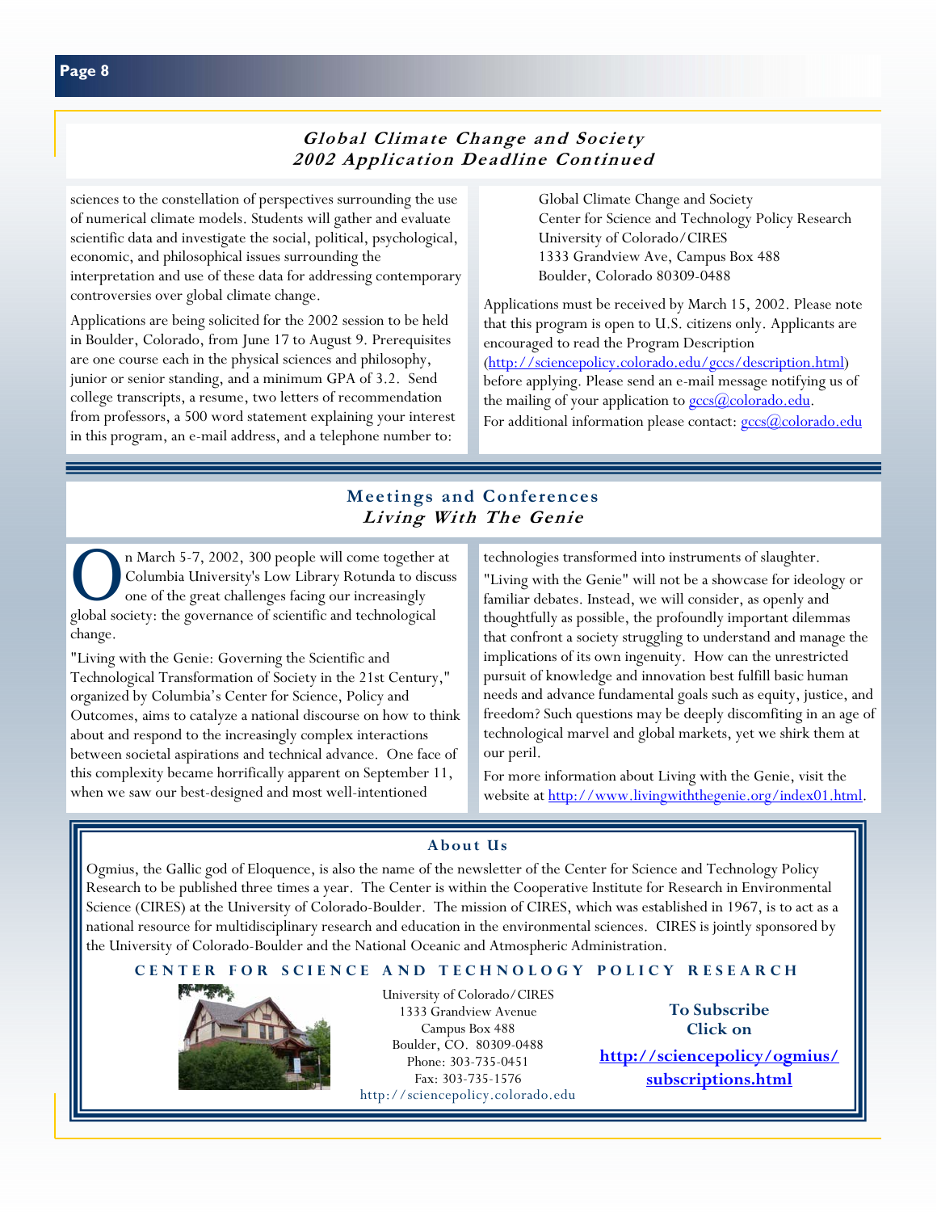## *Global Climate Change and Society 2002 Application Deadline Continued*

sciences to the constellation of perspectives surrounding the use of numerical climate models. Students will gather and evaluate scientific data and investigate the social, political, psychological, economic, and philosophical issues surrounding the interpretation and use of these data for addressing contemporary controversies over global climate change.

Applications are being solicited for the 2002 session to be held in Boulder, Colorado, from June 17 to August 9. Prerequisites are one course each in the physical sciences and philosophy, junior or senior standing, and a minimum GPA of 3.2. Send college transcripts, a resume, two letters of recommendation from professors, a 500 word statement explaining your interest in this program, an e-mail address, and a telephone number to:

> Global Climate Change and Society
> Center for Science and Technology Policy Research
> University of Colorado/CIRES
> 1333 Grandview Ave, Campus Box 488
> Boulder, Colorado 80309-0488

Applications must be received by March 15, 2002. Please note that this program is open to U.S. citizens only. Applicants are encouraged to read the Program Description (http://sciencepolicy.colorado.edu/gccs/description.html) before applying. Please send an e-mail message notifying us of the mailing of your application to gccs@colorado.edu.
For additional information please contact: gccs@colorado.edu

## Meetings and Conferences
### *Living With The Genie*

On March 5-7, 2002, 300 people will come together at Columbia University's Low Library Rotunda to discuss one of the great challenges facing our increasingly global society: the governance of scientific and technological change.

"Living with the Genie: Governing the Scientific and Technological Transformation of Society in the 21st Century," organized by Columbia's Center for Science, Policy and Outcomes, aims to catalyze a national discourse on how to think about and respond to the increasingly complex interactions between societal aspirations and technical advance. One face of this complexity became horrifically apparent on September 11, when we saw our best-designed and most well-intentioned technologies transformed into instruments of slaughter.

"Living with the Genie" will not be a showcase for ideology or familiar debates. Instead, we will consider, as openly and thoughtfully as possible, the profoundly important dilemmas that confront a society struggling to understand and manage the implications of its own ingenuity. How can the unrestricted pursuit of knowledge and innovation best fulfill basic human needs and advance fundamental goals such as equity, justice, and freedom? Such questions may be deeply discomfiting in an age of technological marvel and global markets, yet we shirk them at our peril.

For more information about Living with the Genie, visit the website at http://www.livingwiththegenie.org/index01.html.

## About Us

Ogmius, the Gallic god of Eloquence, is also the name of the newsletter of the Center for Science and Technology Policy Research to be published three times a year. The Center is within the Cooperative Institute for Research in Environmental Science (CIRES) at the University of Colorado-Boulder. The mission of CIRES, which was established in 1967, is to act as a national resource for multidisciplinary research and education in the environmental sciences. CIRES is jointly sponsored by the University of Colorado-Boulder and the National Oceanic and Atmospheric Administration.

**CENTER FOR SCIENCE AND TECHNOLOGY POLICY RESEARCH**

University of Colorado/CIRES
1333 Grandview Avenue
Campus Box 488
Boulder, CO. 80309-0488
Phone: 303-735-0451
Fax: 303-735-1576
http://sciencepolicy.colorado.edu

**To Subscribe**
**Click on**
**http://sciencepolicy/ogmius/subscriptions.html**